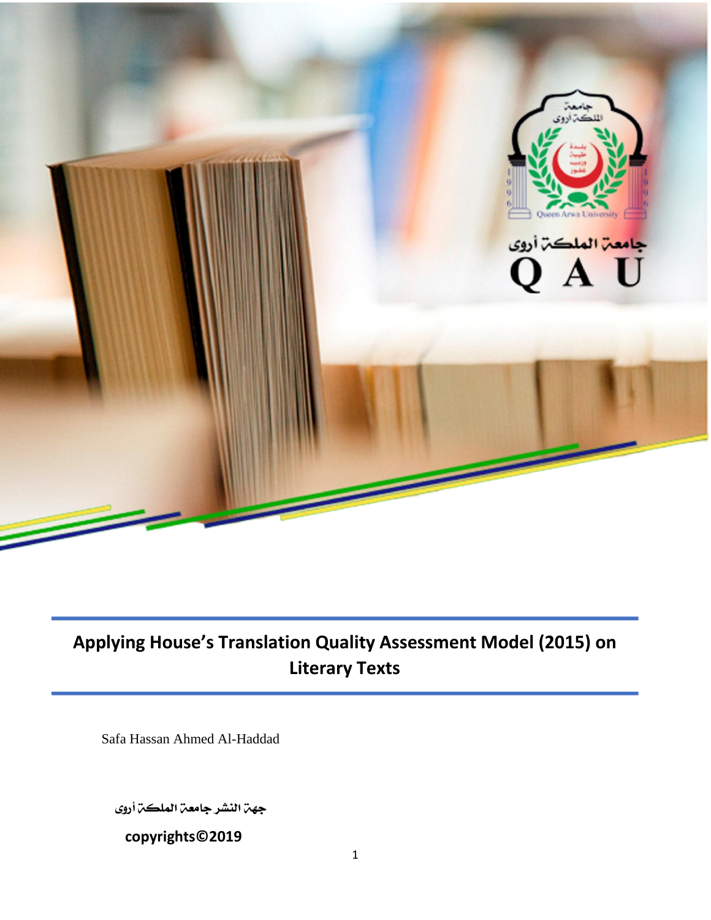# Applying House's Translation Quality Assessment Model (2015) on Literary Texts

Safa Hassan Ahmed Al-Haddad

جهة النشر جامعة الملكة أروى

**copyrights©2019**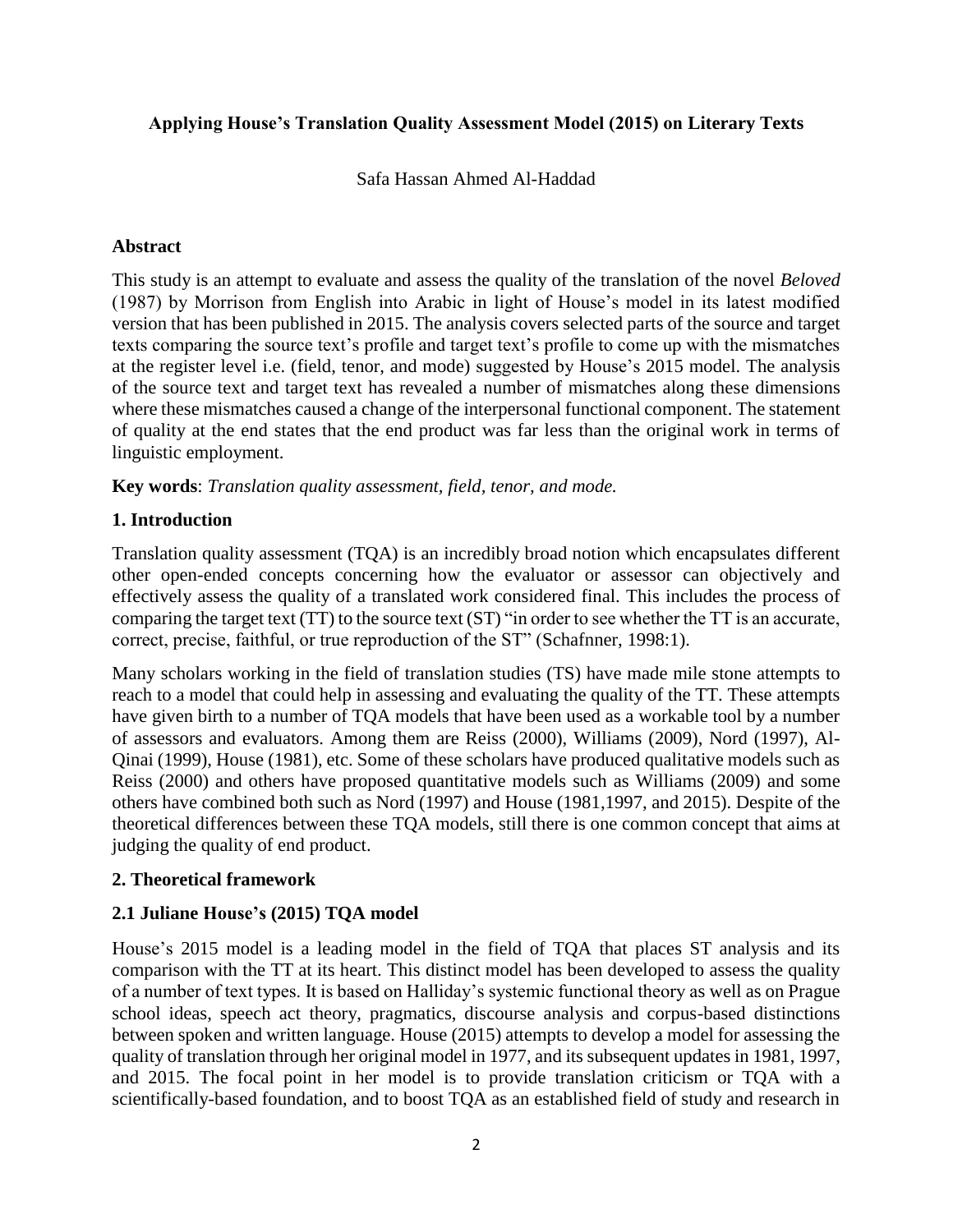**Applying House's Translation Quality Assessment Model (2015) on Literary Texts**

Safa Hassan Ahmed Al-Haddad

## Abstract

This study is an attempt to evaluate and assess the quality of the translation of the novel *Beloved* (1987) by Morrison from English into Arabic in light of House's model in its latest modified version that has been published in 2015. The analysis covers selected parts of the source and target texts comparing the source text's profile and target text's profile to come up with the mismatches at the register level i.e. (field, tenor, and mode) suggested by House's 2015 model. The analysis of the source text and target text has revealed a number of mismatches along these dimensions where these mismatches caused a change of the interpersonal functional component. The statement of quality at the end states that the end product was far less than the original work in terms of linguistic employment.

**Key words**: *Translation quality assessment, field, tenor, and mode.*

## 1. Introduction

Translation quality assessment (TQA) is an incredibly broad notion which encapsulates different other open-ended concepts concerning how the evaluator or assessor can objectively and effectively assess the quality of a translated work considered final. This includes the process of comparing the target text (TT) to the source text (ST) "in order to see whether the TT is an accurate, correct, precise, faithful, or true reproduction of the ST" (Schafnner, 1998:1).

Many scholars working in the field of translation studies (TS) have made mile stone attempts to reach to a model that could help in assessing and evaluating the quality of the TT. These attempts have given birth to a number of TQA models that have been used as a workable tool by a number of assessors and evaluators. Among them are Reiss (2000), Williams (2009), Nord (1997), Al-Qinai (1999), House (1981), etc. Some of these scholars have produced qualitative models such as Reiss (2000) and others have proposed quantitative models such as Williams (2009) and some others have combined both such as Nord (1997) and House (1981,1997, and 2015). Despite of the theoretical differences between these TQA models, still there is one common concept that aims at judging the quality of end product.

## 2. Theoretical framework

### 2.1 Juliane House's (2015) TQA model

House's 2015 model is a leading model in the field of TQA that places ST analysis and its comparison with the TT at its heart. This distinct model has been developed to assess the quality of a number of text types. It is based on Halliday's systemic functional theory as well as on Prague school ideas, speech act theory, pragmatics, discourse analysis and corpus-based distinctions between spoken and written language. House (2015) attempts to develop a model for assessing the quality of translation through her original model in 1977, and its subsequent updates in 1981, 1997, and 2015. The focal point in her model is to provide translation criticism or TQA with a scientifically-based foundation, and to boost TQA as an established field of study and research in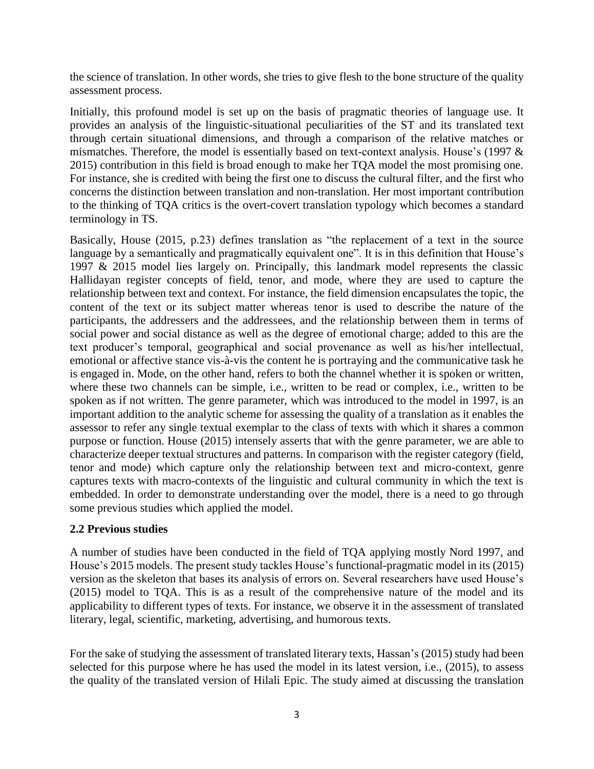the science of translation. In other words, she tries to give flesh to the bone structure of the quality assessment process.

Initially, this profound model is set up on the basis of pragmatic theories of language use. It provides an analysis of the linguistic-situational peculiarities of the ST and its translated text through certain situational dimensions, and through a comparison of the relative matches or mismatches. Therefore, the model is essentially based on text-context analysis. House's (1997 & 2015) contribution in this field is broad enough to make her TQA model the most promising one. For instance, she is credited with being the first one to discuss the cultural filter, and the first who concerns the distinction between translation and non-translation. Her most important contribution to the thinking of TQA critics is the overt-covert translation typology which becomes a standard terminology in TS.

Basically, House (2015, p.23) defines translation as "the replacement of a text in the source language by a semantically and pragmatically equivalent one". It is in this definition that House's 1997 & 2015 model lies largely on. Principally, this landmark model represents the classic Hallidayan register concepts of field, tenor, and mode, where they are used to capture the relationship between text and context. For instance, the field dimension encapsulates the topic, the content of the text or its subject matter whereas tenor is used to describe the nature of the participants, the addressers and the addressees, and the relationship between them in terms of social power and social distance as well as the degree of emotional charge; added to this are the text producer's temporal, geographical and social provenance as well as his/her intellectual, emotional or affective stance vis-à-vis the content he is portraying and the communicative task he is engaged in. Mode, on the other hand, refers to both the channel whether it is spoken or written, where these two channels can be simple, i.e., written to be read or complex, i.e., written to be spoken as if not written. The genre parameter, which was introduced to the model in 1997, is an important addition to the analytic scheme for assessing the quality of a translation as it enables the assessor to refer any single textual exemplar to the class of texts with which it shares a common purpose or function. House (2015) intensely asserts that with the genre parameter, we are able to characterize deeper textual structures and patterns. In comparison with the register category (field, tenor and mode) which capture only the relationship between text and micro-context, genre captures texts with macro-contexts of the linguistic and cultural community in which the text is embedded. In order to demonstrate understanding over the model, there is a need to go through some previous studies which applied the model.

## 2.2 Previous studies

A number of studies have been conducted in the field of TQA applying mostly Nord 1997, and House's 2015 models. The present study tackles House's functional-pragmatic model in its (2015) version as the skeleton that bases its analysis of errors on. Several researchers have used House's (2015) model to TQA. This is as a result of the comprehensive nature of the model and its applicability to different types of texts. For instance, we observe it in the assessment of translated literary, legal, scientific, marketing, advertising, and humorous texts.

For the sake of studying the assessment of translated literary texts, Hassan's (2015) study had been selected for this purpose where he has used the model in its latest version, i.e., (2015), to assess the quality of the translated version of Hilali Epic. The study aimed at discussing the translation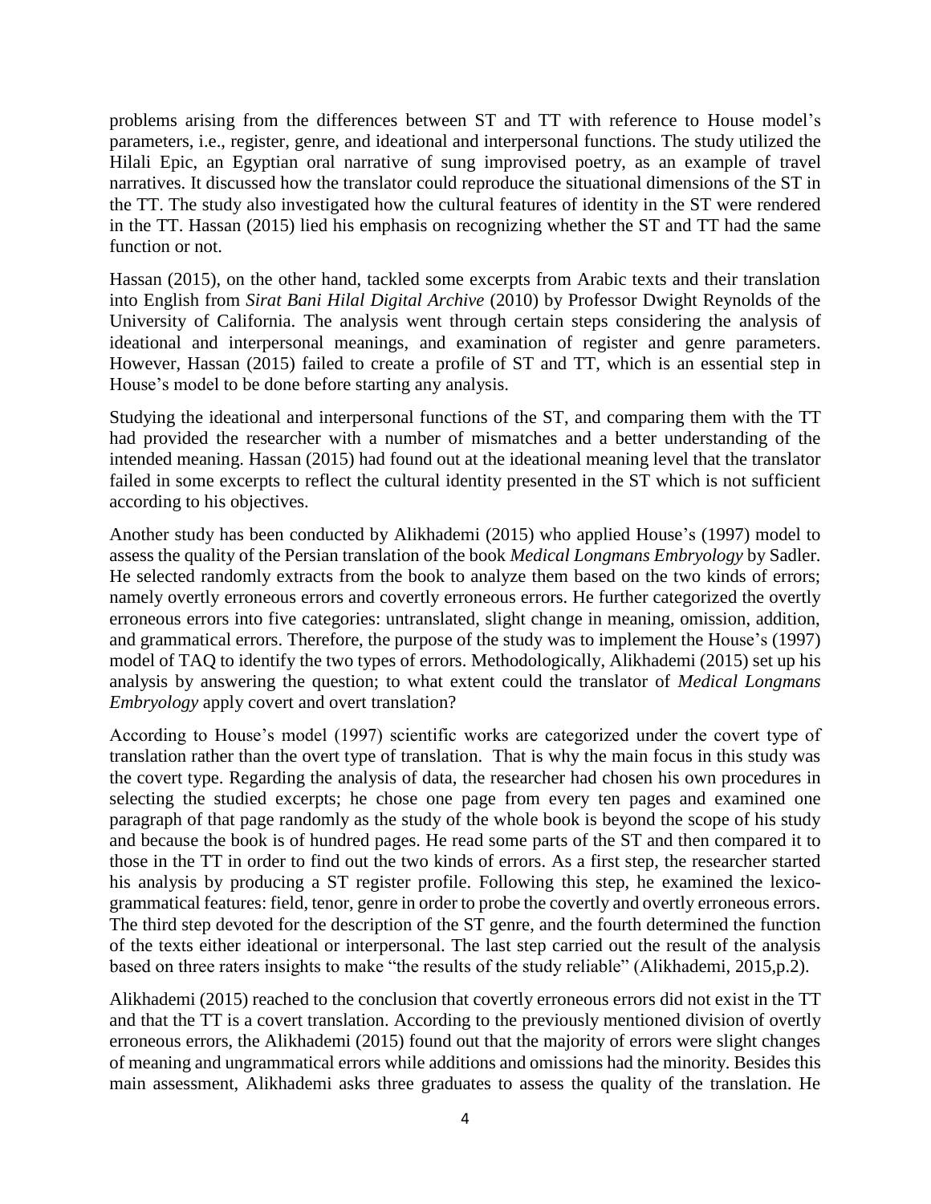problems arising from the differences between ST and TT with reference to House model's parameters, i.e., register, genre, and ideational and interpersonal functions. The study utilized the Hilali Epic, an Egyptian oral narrative of sung improvised poetry, as an example of travel narratives. It discussed how the translator could reproduce the situational dimensions of the ST in the TT. The study also investigated how the cultural features of identity in the ST were rendered in the TT. Hassan (2015) lied his emphasis on recognizing whether the ST and TT had the same function or not.

Hassan (2015), on the other hand, tackled some excerpts from Arabic texts and their translation into English from *Sirat Bani Hilal Digital Archive* (2010) by Professor Dwight Reynolds of the University of California. The analysis went through certain steps considering the analysis of ideational and interpersonal meanings, and examination of register and genre parameters. However, Hassan (2015) failed to create a profile of ST and TT, which is an essential step in House's model to be done before starting any analysis.

Studying the ideational and interpersonal functions of the ST, and comparing them with the TT had provided the researcher with a number of mismatches and a better understanding of the intended meaning. Hassan (2015) had found out at the ideational meaning level that the translator failed in some excerpts to reflect the cultural identity presented in the ST which is not sufficient according to his objectives.

Another study has been conducted by Alikhademi (2015) who applied House's (1997) model to assess the quality of the Persian translation of the book *Medical Longmans Embryology* by Sadler. He selected randomly extracts from the book to analyze them based on the two kinds of errors; namely overtly erroneous errors and covertly erroneous errors. He further categorized the overtly erroneous errors into five categories: untranslated, slight change in meaning, omission, addition, and grammatical errors. Therefore, the purpose of the study was to implement the House's (1997) model of TAQ to identify the two types of errors. Methodologically, Alikhademi (2015) set up his analysis by answering the question; to what extent could the translator of *Medical Longmans Embryology* apply covert and overt translation?

According to House's model (1997) scientific works are categorized under the covert type of translation rather than the overt type of translation. That is why the main focus in this study was the covert type. Regarding the analysis of data, the researcher had chosen his own procedures in selecting the studied excerpts; he chose one page from every ten pages and examined one paragraph of that page randomly as the study of the whole book is beyond the scope of his study and because the book is of hundred pages. He read some parts of the ST and then compared it to those in the TT in order to find out the two kinds of errors. As a first step, the researcher started his analysis by producing a ST register profile. Following this step, he examined the lexico-grammatical features: field, tenor, genre in order to probe the covertly and overtly erroneous errors. The third step devoted for the description of the ST genre, and the fourth determined the function of the texts either ideational or interpersonal. The last step carried out the result of the analysis based on three raters insights to make "the results of the study reliable" (Alikhademi, 2015,p.2).

Alikhademi (2015) reached to the conclusion that covertly erroneous errors did not exist in the TT and that the TT is a covert translation. According to the previously mentioned division of overtly erroneous errors, the Alikhademi (2015) found out that the majority of errors were slight changes of meaning and ungrammatical errors while additions and omissions had the minority. Besides this main assessment, Alikhademi asks three graduates to assess the quality of the translation. He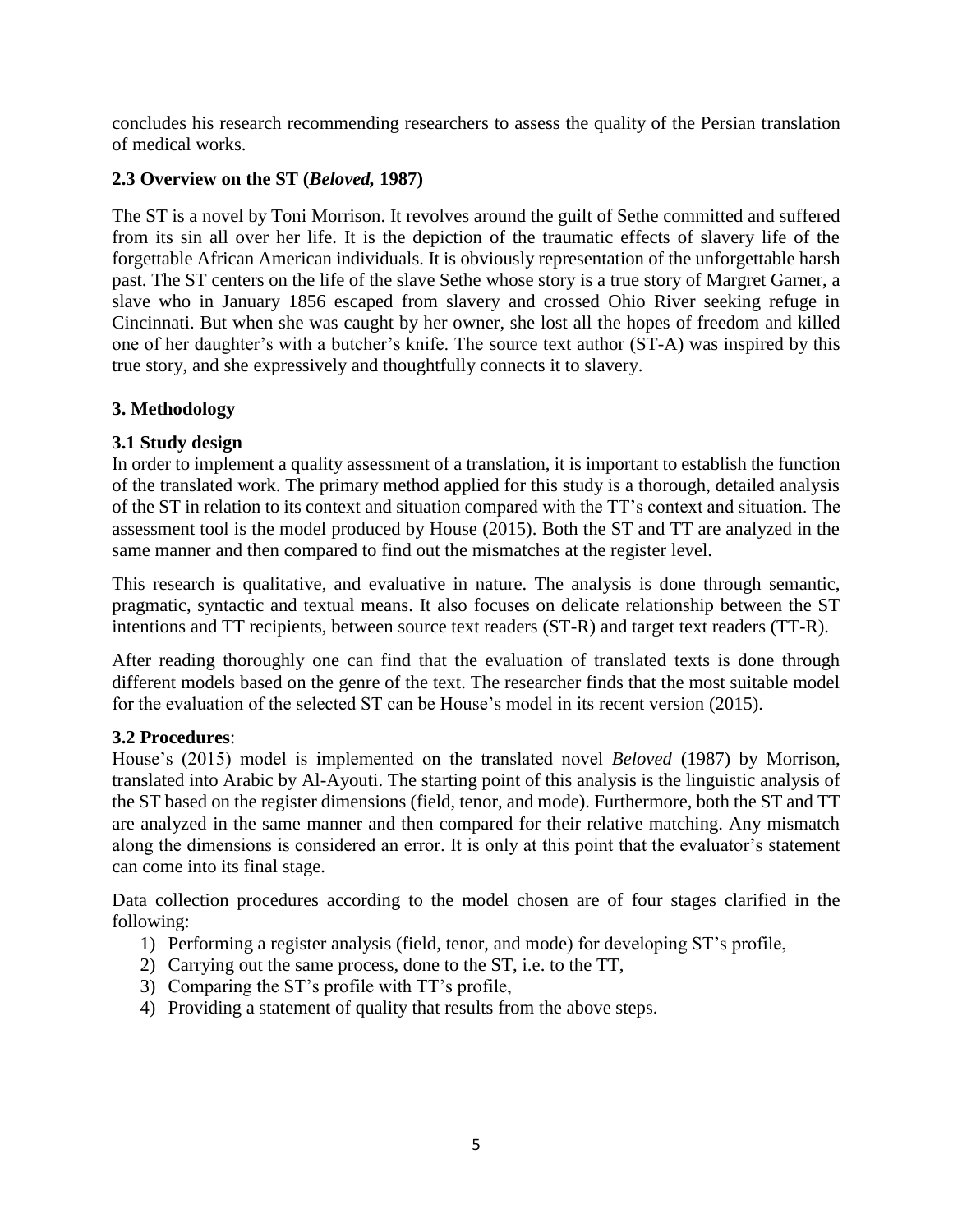concludes his research recommending researchers to assess the quality of the Persian translation of medical works.

### 2.3 Overview on the ST (*Beloved,* 1987)

The ST is a novel by Toni Morrison. It revolves around the guilt of Sethe committed and suffered from its sin all over her life. It is the depiction of the traumatic effects of slavery life of the forgettable African American individuals. It is obviously representation of the unforgettable harsh past. The ST centers on the life of the slave Sethe whose story is a true story of Margret Garner, a slave who in January 1856 escaped from slavery and crossed Ohio River seeking refuge in Cincinnati. But when she was caught by her owner, she lost all the hopes of freedom and killed one of her daughter's with a butcher's knife. The source text author (ST-A) was inspired by this true story, and she expressively and thoughtfully connects it to slavery.

## 3. Methodology

### 3.1 Study design

In order to implement a quality assessment of a translation, it is important to establish the function of the translated work. The primary method applied for this study is a thorough, detailed analysis of the ST in relation to its context and situation compared with the TT's context and situation. The assessment tool is the model produced by House (2015). Both the ST and TT are analyzed in the same manner and then compared to find out the mismatches at the register level.

This research is qualitative, and evaluative in nature. The analysis is done through semantic, pragmatic, syntactic and textual means. It also focuses on delicate relationship between the ST intentions and TT recipients, between source text readers (ST-R) and target text readers (TT-R).

After reading thoroughly one can find that the evaluation of translated texts is done through different models based on the genre of the text. The researcher finds that the most suitable model for the evaluation of the selected ST can be House's model in its recent version (2015).

### 3.2 Procedures:

House's (2015) model is implemented on the translated novel *Beloved* (1987) by Morrison, translated into Arabic by Al-Ayouti. The starting point of this analysis is the linguistic analysis of the ST based on the register dimensions (field, tenor, and mode). Furthermore, both the ST and TT are analyzed in the same manner and then compared for their relative matching. Any mismatch along the dimensions is considered an error. It is only at this point that the evaluator's statement can come into its final stage.

Data collection procedures according to the model chosen are of four stages clarified in the following:

1) Performing a register analysis (field, tenor, and mode) for developing ST's profile,
2) Carrying out the same process, done to the ST, i.e. to the TT,
3) Comparing the ST's profile with TT's profile,
4) Providing a statement of quality that results from the above steps.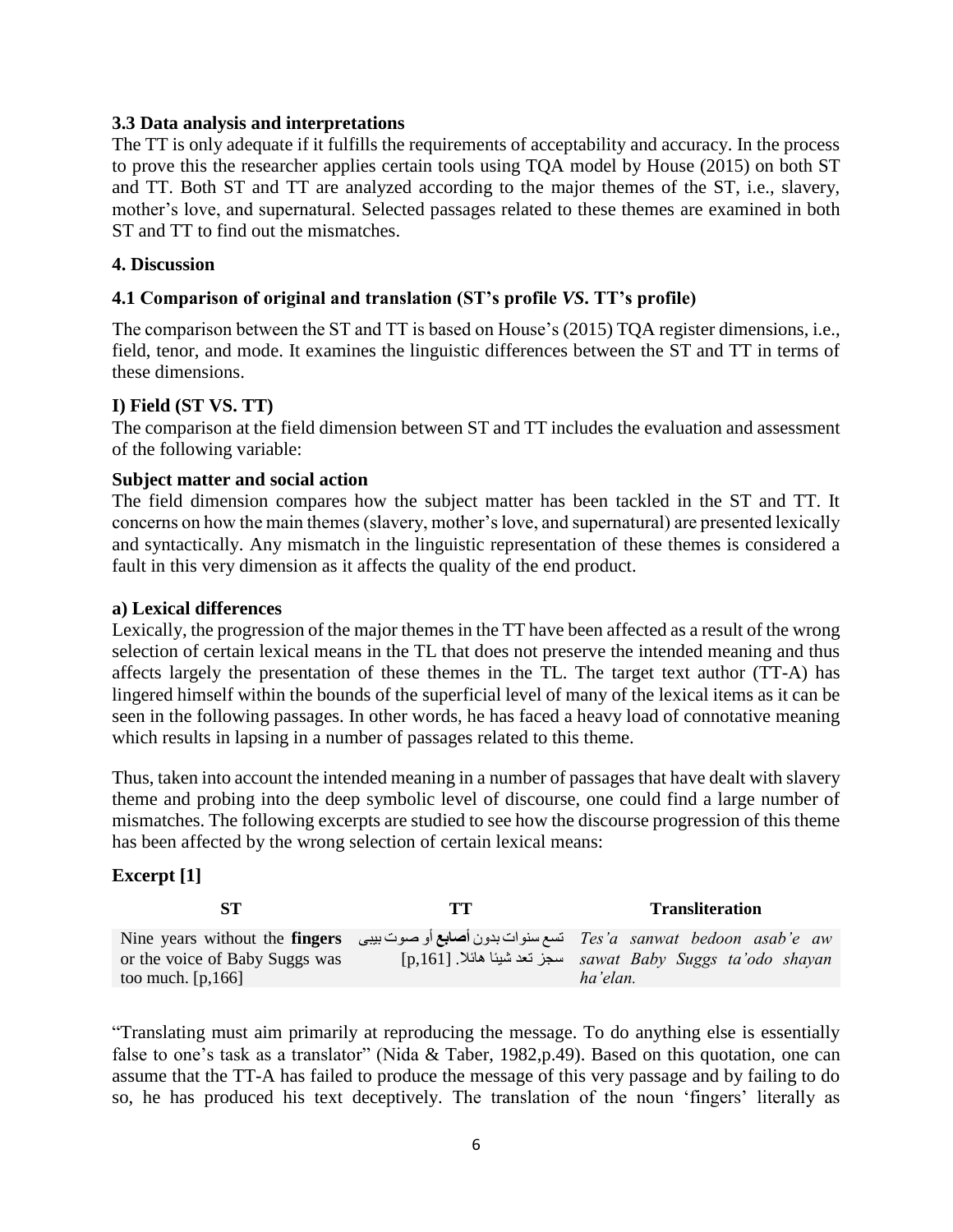### 3.3 Data analysis and interpretations

The TT is only adequate if it fulfills the requirements of acceptability and accuracy. In the process to prove this the researcher applies certain tools using TQA model by House (2015) on both ST and TT. Both ST and TT are analyzed according to the major themes of the ST, i.e., slavery, mother's love, and supernatural. Selected passages related to these themes are examined in both ST and TT to find out the mismatches.

## 4. Discussion

### 4.1 Comparison of original and translation (ST's profile *VS*. TT's profile)

The comparison between the ST and TT is based on House's (2015) TQA register dimensions, i.e., field, tenor, and mode. It examines the linguistic differences between the ST and TT in terms of these dimensions.

### I) Field (ST VS. TT)

The comparison at the field dimension between ST and TT includes the evaluation and assessment of the following variable:

**Subject matter and social action**

The field dimension compares how the subject matter has been tackled in the ST and TT. It concerns on how the main themes (slavery, mother's love, and supernatural) are presented lexically and syntactically. Any mismatch in the linguistic representation of these themes is considered a fault in this very dimension as it affects the quality of the end product.

**a) Lexical differences**

Lexically, the progression of the major themes in the TT have been affected as a result of the wrong selection of certain lexical means in the TL that does not preserve the intended meaning and thus affects largely the presentation of these themes in the TL. The target text author (TT-A) has lingered himself within the bounds of the superficial level of many of the lexical items as it can be seen in the following passages. In other words, he has faced a heavy load of connotative meaning which results in lapsing in a number of passages related to this theme.

Thus, taken into account the intended meaning in a number of passages that have dealt with slavery theme and probing into the deep symbolic level of discourse, one could find a large number of mismatches. The following excerpts are studied to see how the discourse progression of this theme has been affected by the wrong selection of certain lexical means:

### Excerpt [1]

| ST | TT | Transliteration |
|---|---|---|
| Nine years without the **fingers** or the voice of Baby Suggs was too much. [p,166] | تسع سنوات بدون **أصابع** أو صوت بيبي سجز تعد شيئا هائلا. [p,161] | *Tes'a sanwat bedoon asab'e aw sawat Baby Suggs ta'odo shayan ha'elan.* |

"Translating must aim primarily at reproducing the message. To do anything else is essentially false to one's task as a translator" (Nida & Taber, 1982,p.49). Based on this quotation, one can assume that the TT-A has failed to produce the message of this very passage and by failing to do so, he has produced his text deceptively. The translation of the noun 'fingers' literally as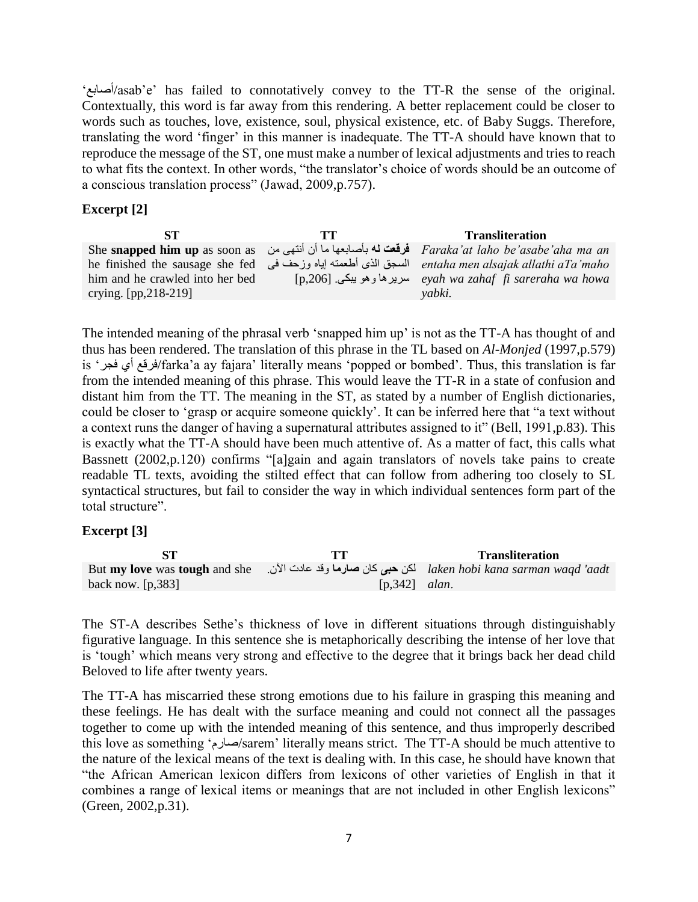'أصابع/asab'e' has failed to connotatively convey to the TT-R the sense of the original. Contextually, this word is far away from this rendering. A better replacement could be closer to words such as touches, love, existence, soul, physical existence, etc. of Baby Suggs. Therefore, translating the word 'finger' in this manner is inadequate. The TT-A should have known that to reproduce the message of the ST, one must make a number of lexical adjustments and tries to reach to what fits the context. In other words, "the translator's choice of words should be an outcome of a conscious translation process" (Jawad, 2009,p.757).

### Excerpt [2]

| ST | TT | Transliteration |
|---|---|---|
| She **snapped him up** as soon as he finished the sausage she fed him and he crawled into her bed crying. [pp,218-219] | **فرقعت له** بأصابعها ما أن أنتهى من السجق الذى أطعمته إياه وزحف فى سريرها وهو يبكى. [p,206] | *Faraka'at laho be'asabe'aha ma an entaha men alsajak allathi aTa'maho eyah wa zahaf fi sarerahа wa howa yabki.* |

The intended meaning of the phrasal verb 'snapped him up' is not as the TT-A has thought of and thus has been rendered. The translation of this phrase in the TL based on *Al-Monjed* (1997,p.579) is 'فرقع أي فجر/farka'a ay fajara' literally means 'popped or bombed'. Thus, this translation is far from the intended meaning of this phrase. This would leave the TT-R in a state of confusion and distant him from the TT. The meaning in the ST, as stated by a number of English dictionaries, could be closer to 'grasp or acquire someone quickly'. It can be inferred here that "a text without a context runs the danger of having a supernatural attributes assigned to it" (Bell, 1991,p.83). This is exactly what the TT-A should have been much attentive of. As a matter of fact, this calls what Bassnett (2002,p.120) confirms "[a]gain and again translators of novels take pains to create readable TL texts, avoiding the stilted effect that can follow from adhering too closely to SL syntactical structures, but fail to consider the way in which individual sentences form part of the total structure".

### Excerpt [3]

| ST | TT | Transliteration |
|---|---|---|
| But **my love** was **tough** and she back now. [p,383] | لكن **حبى** كان **صارما** وقد عادت الآن. [p,342] | *laken hobi kana sarman waqd 'aadt alan*. |

The ST-A describes Sethe's thickness of love in different situations through distinguishably figurative language. In this sentence she is metaphorically describing the intense of her love that is 'tough' which means very strong and effective to the degree that it brings back her dead child Beloved to life after twenty years.

The TT-A has miscarried these strong emotions due to his failure in grasping this meaning and these feelings. He has dealt with the surface meaning and could not connect all the passages together to come up with the intended meaning of this sentence, and thus improperly described this love as something 'صارم/sarem' literally means strict. The TT-A should be much attentive to the nature of the lexical means of the text is dealing with. In this case, he should have known that "the African American lexicon differs from lexicons of other varieties of English in that it combines a range of lexical items or meanings that are not included in other English lexicons" (Green, 2002,p.31).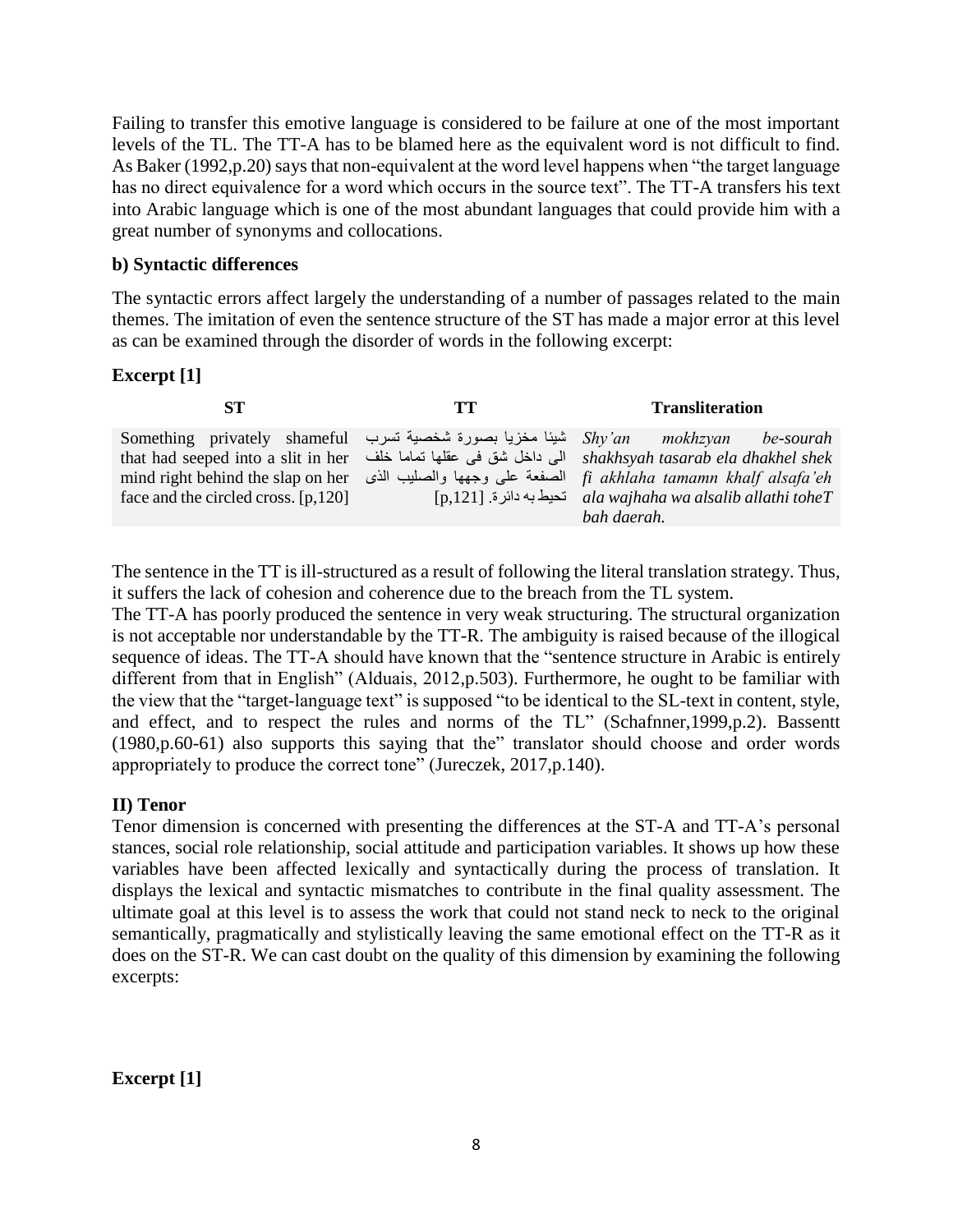Failing to transfer this emotive language is considered to be failure at one of the most important levels of the TL. The TT-A has to be blamed here as the equivalent word is not difficult to find. As Baker (1992,p.20) says that non-equivalent at the word level happens when "the target language has no direct equivalence for a word which occurs in the source text". The TT-A transfers his text into Arabic language which is one of the most abundant languages that could provide him with a great number of synonyms and collocations.

**b) Syntactic differences**

The syntactic errors affect largely the understanding of a number of passages related to the main themes. The imitation of even the sentence structure of the ST has made a major error at this level as can be examined through the disorder of words in the following excerpt:

**Excerpt [1]**

| ST | TT | Transliteration |
|---|---|---|
| Something privately shameful that had seeped into a slit in her mind right behind the slap on her face and the circled cross. [p,120] | شيئا مخزيا بصورة شخصية تسرب الى داخل شق فى عقلها تماما خلف الصفعة على وجهها والصليب الذى تحيط به دائرة. [p,121] | *Shy'an mokhzyan be-sourah shakhsyah tasarab ela dhakhel shek fi akhlaha tamamn khalf alsafa'eh ala wajhaha wa alsalib allathi toheT bah daerah.* |

The sentence in the TT is ill-structured as a result of following the literal translation strategy. Thus, it suffers the lack of cohesion and coherence due to the breach from the TL system.
The TT-A has poorly produced the sentence in very weak structuring. The structural organization is not acceptable nor understandable by the TT-R. The ambiguity is raised because of the illogical sequence of ideas. The TT-A should have known that the "sentence structure in Arabic is entirely different from that in English" (Alduais, 2012,p.503). Furthermore, he ought to be familiar with the view that the "target-language text" is supposed "to be identical to the SL-text in content, style, and effect, and to respect the rules and norms of the TL" (Schafnner,1999,p.2). Bassentt (1980,p.60-61) also supports this saying that the" translator should choose and order words appropriately to produce the correct tone" (Jureczek, 2017,p.140).

**II) Tenor**

Tenor dimension is concerned with presenting the differences at the ST-A and TT-A's personal stances, social role relationship, social attitude and participation variables. It shows up how these variables have been affected lexically and syntactically during the process of translation. It displays the lexical and syntactic mismatches to contribute in the final quality assessment. The ultimate goal at this level is to assess the work that could not stand neck to neck to the original semantically, pragmatically and stylistically leaving the same emotional effect on the TT-R as it does on the ST-R. We can cast doubt on the quality of this dimension by examining the following excerpts:

**Excerpt [1]**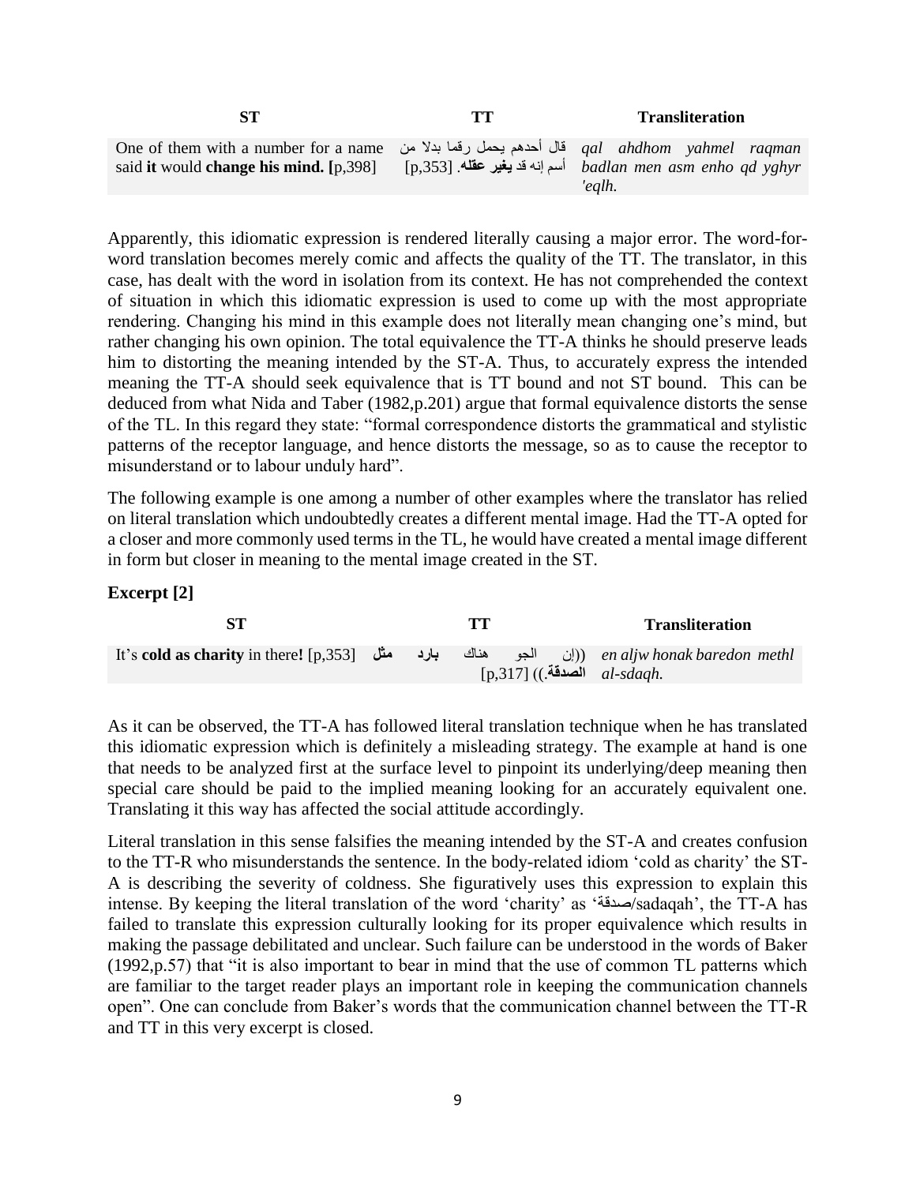| ST | TT | Transliteration |
|---|---|---|
| One of them with a number for a name said **it** would **change his mind. [**p,398] | قال أحدهم يحمل رقما بدلا من أسم إنه قد **يغير عقله**. [p,353] | *qal ahdhom yahmel raqman badlan men asm enho qd yghyr 'eqlh.* |

Apparently, this idiomatic expression is rendered literally causing a major error. The word-for-word translation becomes merely comic and affects the quality of the TT. The translator, in this case, has dealt with the word in isolation from its context. He has not comprehended the context of situation in which this idiomatic expression is used to come up with the most appropriate rendering. Changing his mind in this example does not literally mean changing one's mind, but rather changing his own opinion. The total equivalence the TT-A thinks he should preserve leads him to distorting the meaning intended by the ST-A. Thus, to accurately express the intended meaning the TT-A should seek equivalence that is TT bound and not ST bound. This can be deduced from what Nida and Taber (1982,p.201) argue that formal equivalence distorts the sense of the TL. In this regard they state: "formal correspondence distorts the grammatical and stylistic patterns of the receptor language, and hence distorts the message, so as to cause the receptor to misunderstand or to labour unduly hard".

The following example is one among a number of other examples where the translator has relied on literal translation which undoubtedly creates a different mental image. Had the TT-A opted for a closer and more commonly used terms in the TL, he would have created a mental image different in form but closer in meaning to the mental image created in the ST.

### Excerpt [2]

| ST | TT | Transliteration |
|---|---|---|
| It's **cold as charity** in there**!** [p,353] | ((إن الجو هناك **بارد مثل الصدقة**.)) [p,317] | *en aljw honak baredon methl al-sdaqh.* |

As it can be observed, the TT-A has followed literal translation technique when he has translated this idiomatic expression which is definitely a misleading strategy. The example at hand is one that needs to be analyzed first at the surface level to pinpoint its underlying/deep meaning then special care should be paid to the implied meaning looking for an accurately equivalent one. Translating it this way has affected the social attitude accordingly.

Literal translation in this sense falsifies the meaning intended by the ST-A and creates confusion to the TT-R who misunderstands the sentence. In the body-related idiom 'cold as charity' the ST-A is describing the severity of coldness. She figuratively uses this expression to explain this intense. By keeping the literal translation of the word 'charity' as 'صدقة/sadaqah', the TT-A has failed to translate this expression culturally looking for its proper equivalence which results in making the passage debilitated and unclear. Such failure can be understood in the words of Baker (1992,p.57) that "it is also important to bear in mind that the use of common TL patterns which are familiar to the target reader plays an important role in keeping the communication channels open". One can conclude from Baker's words that the communication channel between the TT-R and TT in this very excerpt is closed.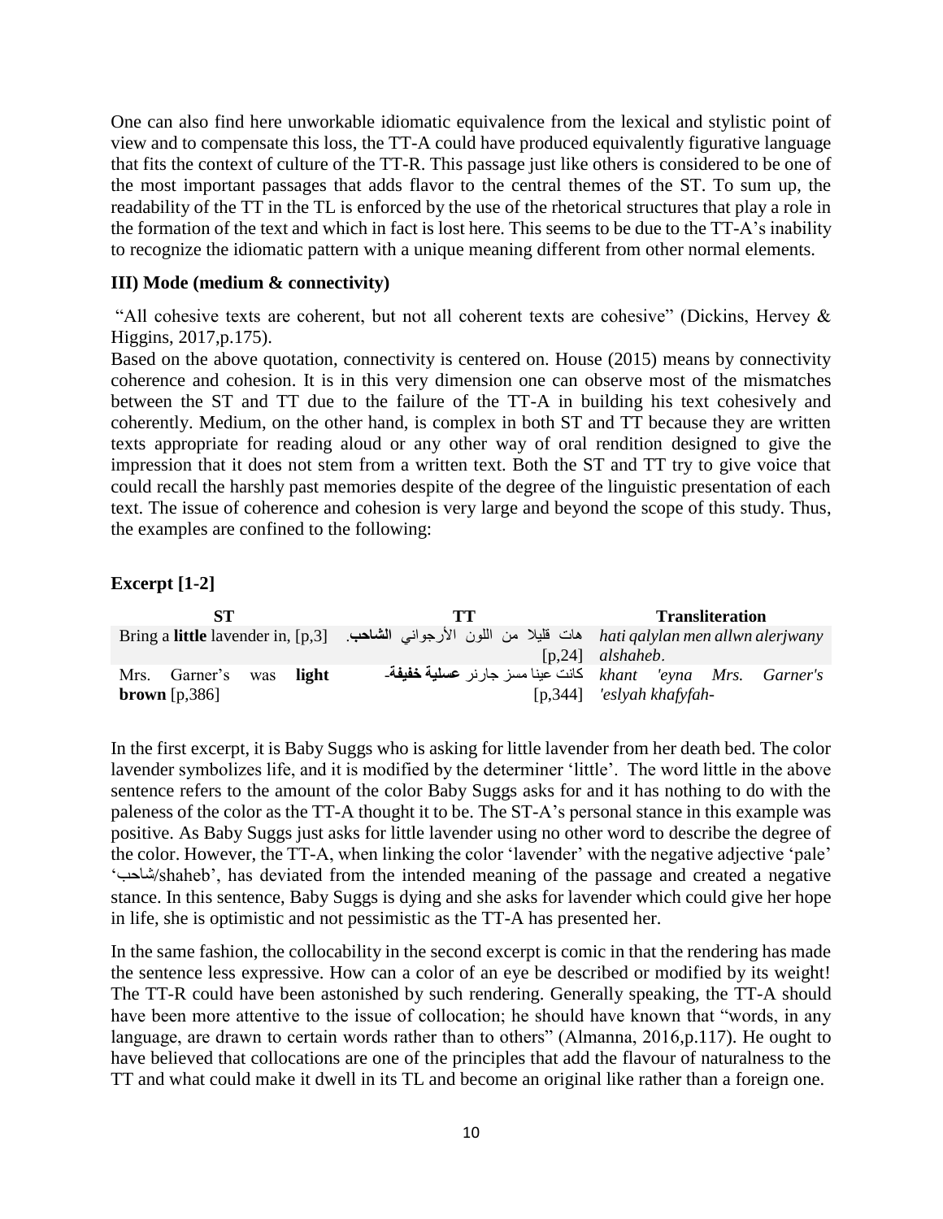One can also find here unworkable idiomatic equivalence from the lexical and stylistic point of view and to compensate this loss, the TT-A could have produced equivalently figurative language that fits the context of culture of the TT-R. This passage just like others is considered to be one of the most important passages that adds flavor to the central themes of the ST. To sum up, the readability of the TT in the TL is enforced by the use of the rhetorical structures that play a role in the formation of the text and which in fact is lost here. This seems to be due to the TT-A's inability to recognize the idiomatic pattern with a unique meaning different from other normal elements.

### III) Mode (medium & connectivity)

"All cohesive texts are coherent, but not all coherent texts are cohesive" (Dickins, Hervey & Higgins, 2017,p.175).

Based on the above quotation, connectivity is centered on. House (2015) means by connectivity coherence and cohesion. It is in this very dimension one can observe most of the mismatches between the ST and TT due to the failure of the TT-A in building his text cohesively and coherently. Medium, on the other hand, is complex in both ST and TT because they are written texts appropriate for reading aloud or any other way of oral rendition designed to give the impression that it does not stem from a written text. Both the ST and TT try to give voice that could recall the harshly past memories despite of the degree of the linguistic presentation of each text. The issue of coherence and cohesion is very large and beyond the scope of this study. Thus, the examples are confined to the following:

### Excerpt [1-2]

| ST | TT | Transliteration |
|---|---|---|
| Bring a **little** lavender in, [p,3] | هات قليلا من اللون الأرجواني **الشاحب**. [p,24] | *hati qalylan men allwn alerjwany alshaheb*. |
| Mrs. Garner's was **light brown** [p,386] | كانت عينا مسز جارنر **عسلية خفيفة**- [p,344] | *khant 'eyna Mrs. Garner's 'eslyah khafyfah-* |

In the first excerpt, it is Baby Suggs who is asking for little lavender from her death bed. The color lavender symbolizes life, and it is modified by the determiner 'little'. The word little in the above sentence refers to the amount of the color Baby Suggs asks for and it has nothing to do with the paleness of the color as the TT-A thought it to be. The ST-A's personal stance in this example was positive. As Baby Suggs just asks for little lavender using no other word to describe the degree of the color. However, the TT-A, when linking the color 'lavender' with the negative adjective 'pale' 'شاحب/shaheb', has deviated from the intended meaning of the passage and created a negative stance. In this sentence, Baby Suggs is dying and she asks for lavender which could give her hope in life, she is optimistic and not pessimistic as the TT-A has presented her.

In the same fashion, the collocability in the second excerpt is comic in that the rendering has made the sentence less expressive. How can a color of an eye be described or modified by its weight! The TT-R could have been astonished by such rendering. Generally speaking, the TT-A should have been more attentive to the issue of collocation; he should have known that "words, in any language, are drawn to certain words rather than to others" (Almanna, 2016,p.117). He ought to have believed that collocations are one of the principles that add the flavour of naturalness to the TT and what could make it dwell in its TL and become an original like rather than a foreign one.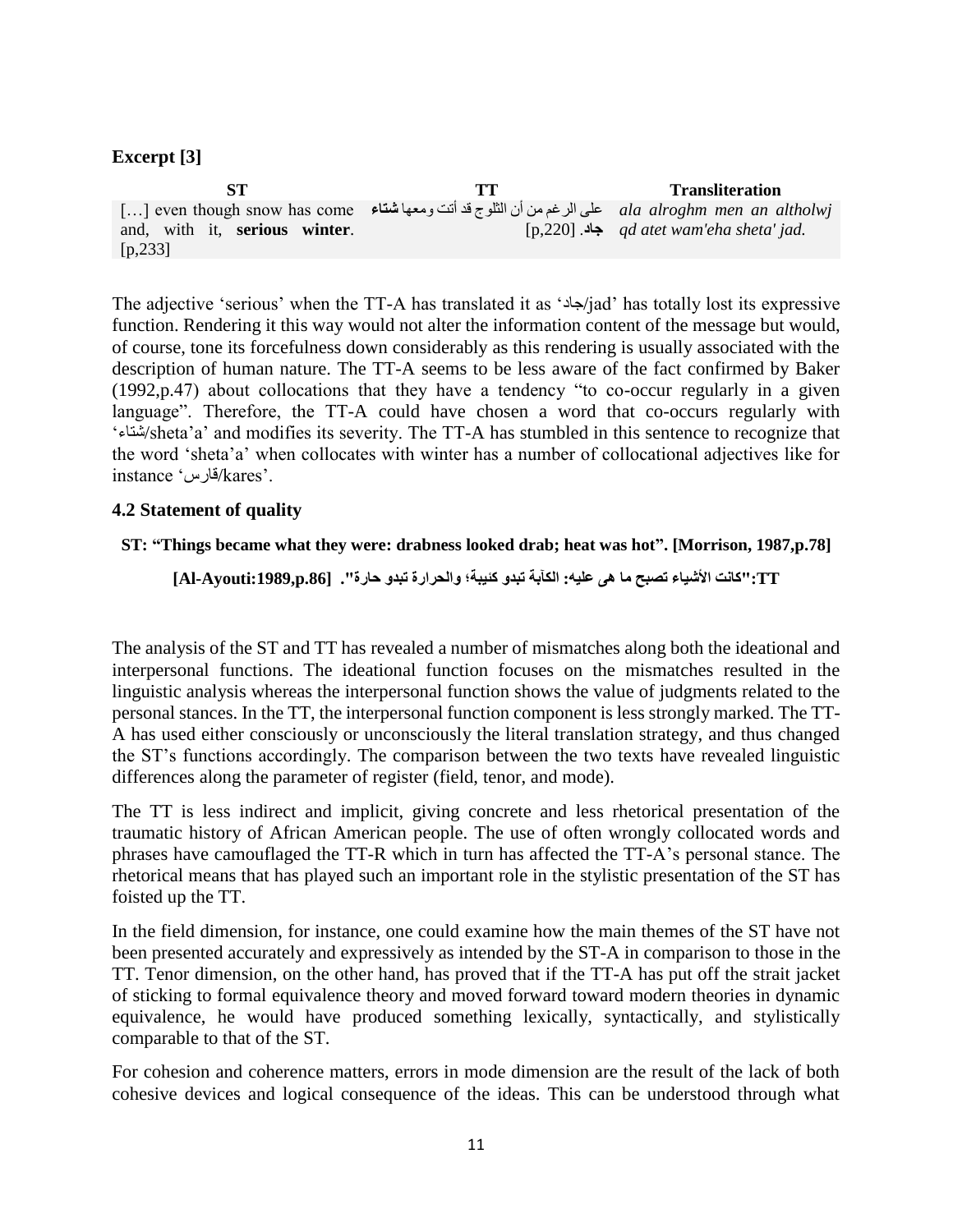**Excerpt [3]**

| ST | TT | Transliteration |
|---|---|---|
| […] even though snow has come and, with it, **serious winter**. [p,233] | على الرغم من أن الثلوج قد أتت ومعها **شتاء جاد**. [p,220] | *ala alroghm men an altholwj qd atet wam'eha sheta' jad.* |

The adjective 'serious' when the TT-A has translated it as 'جاد/jad' has totally lost its expressive function. Rendering it this way would not alter the information content of the message but would, of course, tone its forcefulness down considerably as this rendering is usually associated with the description of human nature. The TT-A seems to be less aware of the fact confirmed by Baker (1992,p.47) about collocations that they have a tendency "to co-occur regularly in a given language". Therefore, the TT-A could have chosen a word that co-occurs regularly with 'شتاء/sheta'a' and modifies its severity. The TT-A has stumbled in this sentence to recognize that the word 'sheta'a' when collocates with winter has a number of collocational adjectives like for instance 'قارس/kares'.

### 4.2 Statement of quality

**ST: "Things became what they were: drabness looked drab; heat was hot". [Morrison, 1987,p.78]**

**TT:"كانت الأشياء تصبح ما هي عليه: الكآبة تبدو كئيبة؛ والحرارة تبدو حارة". [Al-Ayouti:1989,p.86]**

The analysis of the ST and TT has revealed a number of mismatches along both the ideational and interpersonal functions. The ideational function focuses on the mismatches resulted in the linguistic analysis whereas the interpersonal function shows the value of judgments related to the personal stances. In the TT, the interpersonal function component is less strongly marked. The TT-A has used either consciously or unconsciously the literal translation strategy, and thus changed the ST's functions accordingly. The comparison between the two texts have revealed linguistic differences along the parameter of register (field, tenor, and mode).

The TT is less indirect and implicit, giving concrete and less rhetorical presentation of the traumatic history of African American people. The use of often wrongly collocated words and phrases have camouflaged the TT-R which in turn has affected the TT-A's personal stance. The rhetorical means that has played such an important role in the stylistic presentation of the ST has foisted up the TT.

In the field dimension, for instance, one could examine how the main themes of the ST have not been presented accurately and expressively as intended by the ST-A in comparison to those in the TT. Tenor dimension, on the other hand, has proved that if the TT-A has put off the strait jacket of sticking to formal equivalence theory and moved forward toward modern theories in dynamic equivalence, he would have produced something lexically, syntactically, and stylistically comparable to that of the ST.

For cohesion and coherence matters, errors in mode dimension are the result of the lack of both cohesive devices and logical consequence of the ideas. This can be understood through what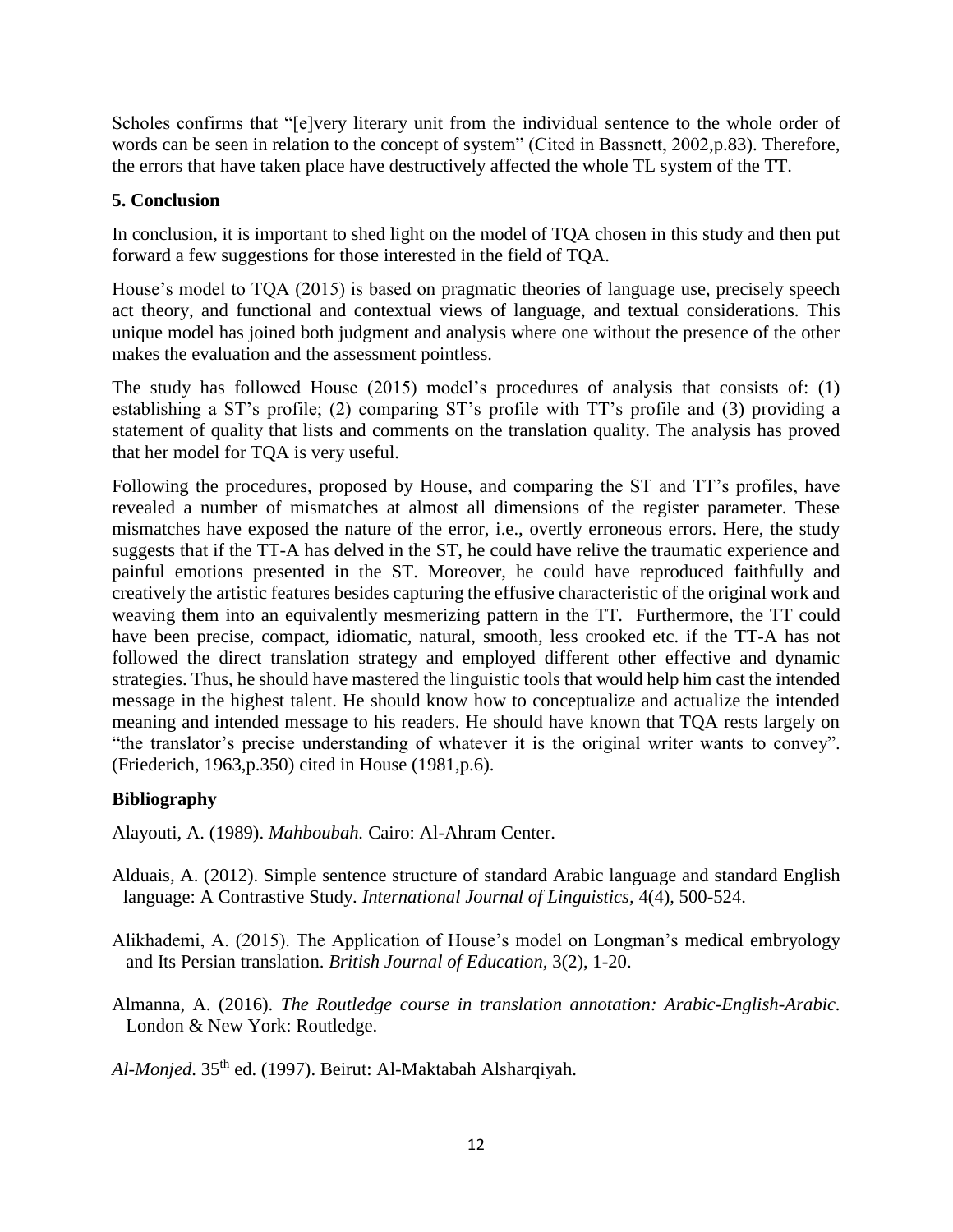Scholes confirms that "[e]very literary unit from the individual sentence to the whole order of words can be seen in relation to the concept of system" (Cited in Bassnett, 2002,p.83). Therefore, the errors that have taken place have destructively affected the whole TL system of the TT.

## 5. Conclusion

In conclusion, it is important to shed light on the model of TQA chosen in this study and then put forward a few suggestions for those interested in the field of TQA.

House's model to TQA (2015) is based on pragmatic theories of language use, precisely speech act theory, and functional and contextual views of language, and textual considerations. This unique model has joined both judgment and analysis where one without the presence of the other makes the evaluation and the assessment pointless.

The study has followed House (2015) model's procedures of analysis that consists of: (1) establishing a ST's profile; (2) comparing ST's profile with TT's profile and (3) providing a statement of quality that lists and comments on the translation quality. The analysis has proved that her model for TQA is very useful.

Following the procedures, proposed by House, and comparing the ST and TT's profiles, have revealed a number of mismatches at almost all dimensions of the register parameter. These mismatches have exposed the nature of the error, i.e., overtly erroneous errors. Here, the study suggests that if the TT-A has delved in the ST, he could have relive the traumatic experience and painful emotions presented in the ST. Moreover, he could have reproduced faithfully and creatively the artistic features besides capturing the effusive characteristic of the original work and weaving them into an equivalently mesmerizing pattern in the TT. Furthermore, the TT could have been precise, compact, idiomatic, natural, smooth, less crooked etc. if the TT-A has not followed the direct translation strategy and employed different other effective and dynamic strategies. Thus, he should have mastered the linguistic tools that would help him cast the intended message in the highest talent. He should know how to conceptualize and actualize the intended meaning and intended message to his readers. He should have known that TQA rests largely on "the translator's precise understanding of whatever it is the original writer wants to convey". (Friederich, 1963,p.350) cited in House (1981,p.6).

## Bibliography

Alayouti, A. (1989). *Mahboubah.* Cairo: Al-Ahram Center.

Alduais, A. (2012). Simple sentence structure of standard Arabic language and standard English language: A Contrastive Study. *International Journal of Linguistics*, 4(4), 500-524.

Alikhademi, A. (2015). The Application of House's model on Longman's medical embryology and Its Persian translation. *British Journal of Education*, 3(2), 1-20.

Almanna, A. (2016). *The Routledge course in translation annotation: Arabic-English-Arabic*. London & New York: Routledge.

*Al-Monjed*. 35th ed. (1997). Beirut: Al-Maktabah Alsharqiyah.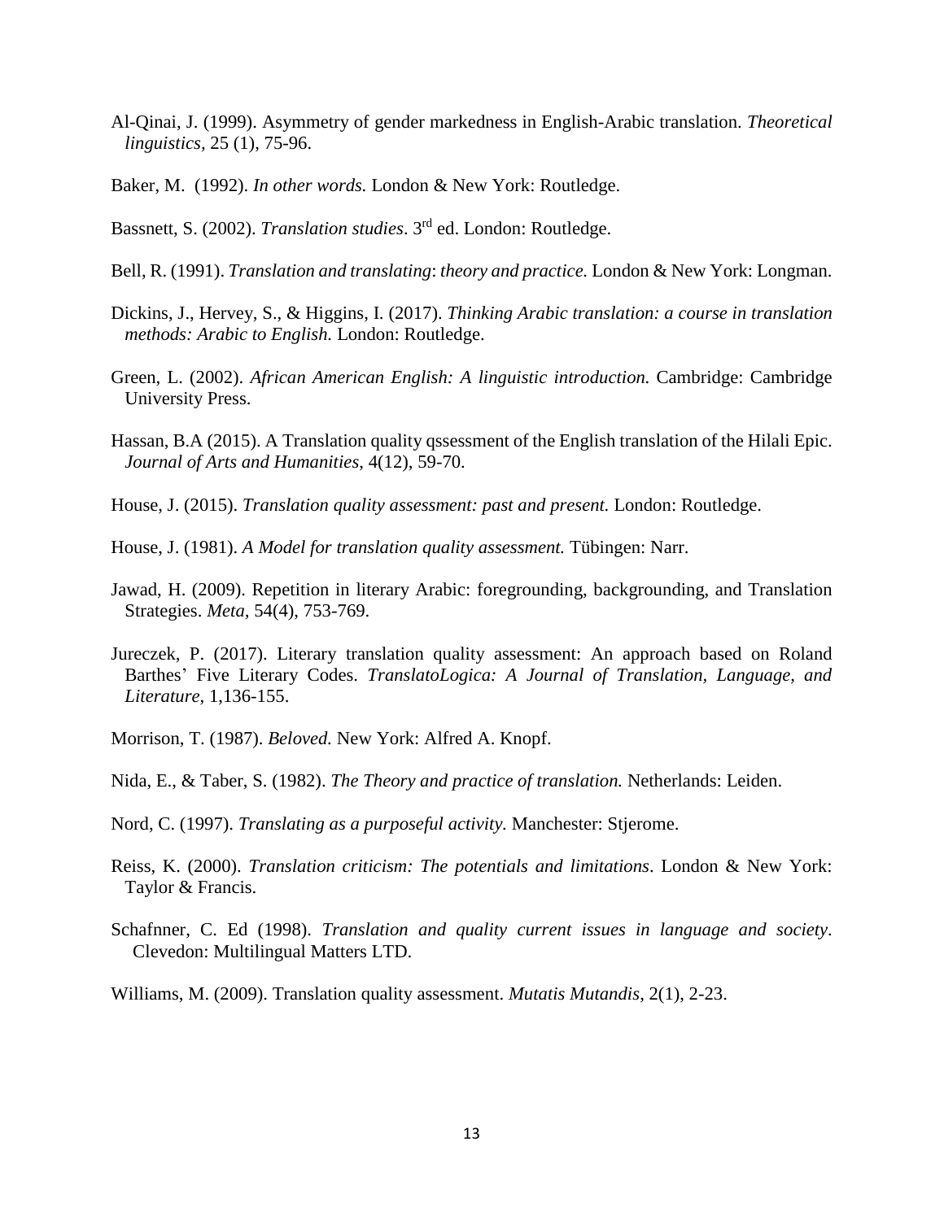Al-Qinai, J. (1999). Asymmetry of gender markedness in English-Arabic translation. *Theoretical linguistics*, 25 (1), 75-96.

Baker, M. (1992). *In other words.* London & New York: Routledge.

Bassnett, S. (2002). *Translation studies*. 3rd ed. London: Routledge.

Bell, R. (1991). *Translation and translating*: *theory and practice.* London & New York: Longman.

Dickins, J., Hervey, S., & Higgins, I. (2017). *Thinking Arabic translation: a course in translation methods: Arabic to English.* London: Routledge.

Green, L. (2002). *African American English: A linguistic introduction.* Cambridge: Cambridge University Press.

Hassan, B.A (2015). A Translation quality qssessment of the English translation of the Hilali Epic. *Journal of Arts and Humanities*, 4(12), 59-70.

House, J. (2015). *Translation quality assessment: past and present.* London: Routledge.

House, J. (1981). *A Model for translation quality assessment.* Tübingen: Narr.

Jawad, H. (2009). Repetition in literary Arabic: foregrounding, backgrounding, and Translation Strategies. *Meta*, 54(4), 753-769.

Jureczek, P. (2017). Literary translation quality assessment: An approach based on Roland Barthes' Five Literary Codes. *TranslatoLogica: A Journal of Translation, Language, and Literature*, 1,136-155.

Morrison, T. (1987). *Beloved.* New York: Alfred A. Knopf.

Nida, E., & Taber, S. (1982). *The Theory and practice of translation.* Netherlands: Leiden.

Nord, C. (1997). *Translating as a purposeful activity.* Manchester: Stjerome.

Reiss, K. (2000). *Translation criticism: The potentials and limitations*. London & New York: Taylor & Francis.

Schafnner, C. Ed (1998). *Translation and quality current issues in language and society*. Clevedon: Multilingual Matters LTD.

Williams, M. (2009). Translation quality assessment. *Mutatis Mutandis*, 2(1), 2-23.